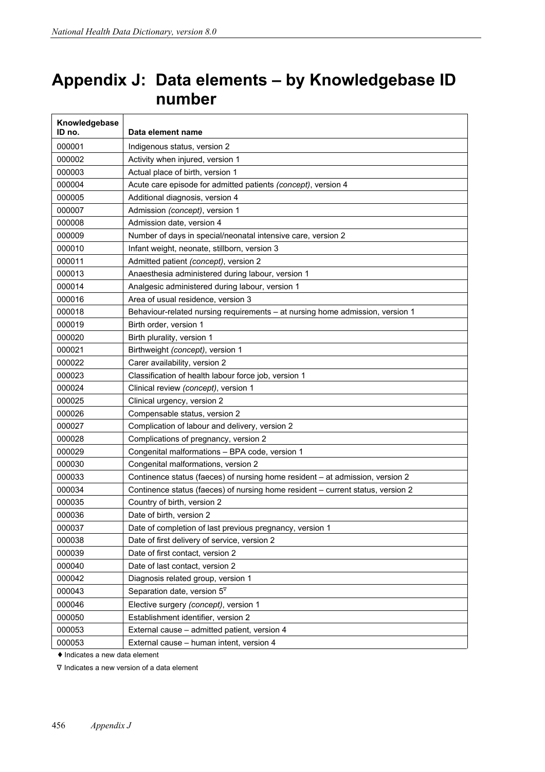# Appendix J: Data elements – by Knowledgebase ID number

| Knowledgebase ID no. | Data element name |
|---|---|
| 000001 | Indigenous status, version 2 |
| 000002 | Activity when injured, version 1 |
| 000003 | Actual place of birth, version 1 |
| 000004 | Acute care episode for admitted patients *(concept)*, version 4 |
| 000005 | Additional diagnosis, version 4 |
| 000007 | Admission *(concept)*, version 1 |
| 000008 | Admission date, version 4 |
| 000009 | Number of days in special/neonatal intensive care, version 2 |
| 000010 | Infant weight, neonate, stillborn, version 3 |
| 000011 | Admitted patient *(concept)*, version 2 |
| 000013 | Anaesthesia administered during labour, version 1 |
| 000014 | Analgesic administered during labour, version 1 |
| 000016 | Area of usual residence, version 3 |
| 000018 | Behaviour-related nursing requirements – at nursing home admission, version 1 |
| 000019 | Birth order, version 1 |
| 000020 | Birth plurality, version 1 |
| 000021 | Birthweight *(concept)*, version 1 |
| 000022 | Carer availability, version 2 |
| 000023 | Classification of health labour force job, version 1 |
| 000024 | Clinical review *(concept)*, version 1 |
| 000025 | Clinical urgency, version 2 |
| 000026 | Compensable status, version 2 |
| 000027 | Complication of labour and delivery, version 2 |
| 000028 | Complications of pregnancy, version 2 |
| 000029 | Congenital malformations – BPA code, version 1 |
| 000030 | Congenital malformations, version 2 |
| 000033 | Continence status (faeces) of nursing home resident – at admission, version 2 |
| 000034 | Continence status (faeces) of nursing home resident – current status, version 2 |
| 000035 | Country of birth, version 2 |
| 000036 | Date of birth, version 2 |
| 000037 | Date of completion of last previous pregnancy, version 1 |
| 000038 | Date of first delivery of service, version 2 |
| 000039 | Date of first contact, version 2 |
| 000040 | Date of last contact, version 2 |
| 000042 | Diagnosis related group, version 1 |
| 000043 | Separation date, version 5∇ |
| 000046 | Elective surgery *(concept)*, version 1 |
| 000050 | Establishment identifier, version 2 |
| 000053 | External cause – admitted patient, version 4 |
| 000053 | External cause – human intent, version 4 |

♦ Indicates a new data element

∇ Indicates a new version of a data element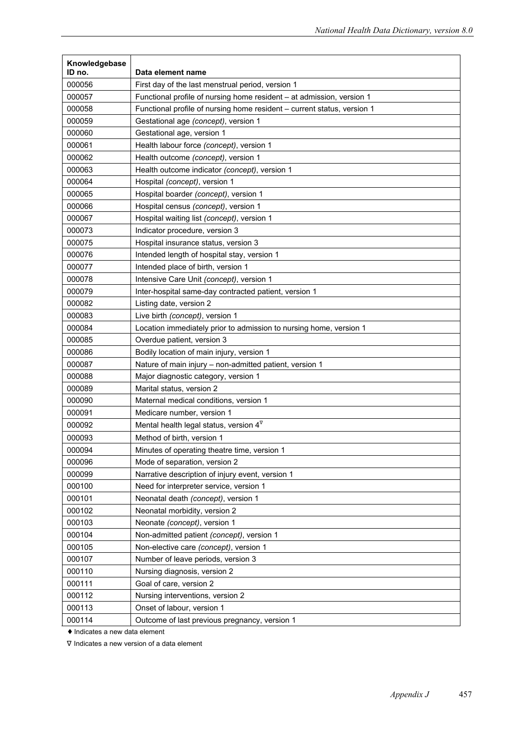| Knowledgebase ID no. | Data element name |
|---|---|
| 000056 | First day of the last menstrual period, version 1 |
| 000057 | Functional profile of nursing home resident – at admission, version 1 |
| 000058 | Functional profile of nursing home resident – current status, version 1 |
| 000059 | Gestational age *(concept)*, version 1 |
| 000060 | Gestational age, version 1 |
| 000061 | Health labour force *(concept)*, version 1 |
| 000062 | Health outcome *(concept)*, version 1 |
| 000063 | Health outcome indicator *(concept)*, version 1 |
| 000064 | Hospital *(concept)*, version 1 |
| 000065 | Hospital boarder *(concept)*, version 1 |
| 000066 | Hospital census *(concept)*, version 1 |
| 000067 | Hospital waiting list *(concept)*, version 1 |
| 000073 | Indicator procedure, version 3 |
| 000075 | Hospital insurance status, version 3 |
| 000076 | Intended length of hospital stay, version 1 |
| 000077 | Intended place of birth, version 1 |
| 000078 | Intensive Care Unit *(concept)*, version 1 |
| 000079 | Inter-hospital same-day contracted patient, version 1 |
| 000082 | Listing date, version 2 |
| 000083 | Live birth *(concept)*, version 1 |
| 000084 | Location immediately prior to admission to nursing home, version 1 |
| 000085 | Overdue patient, version 3 |
| 000086 | Bodily location of main injury, version 1 |
| 000087 | Nature of main injury – non-admitted patient, version 1 |
| 000088 | Major diagnostic category, version 1 |
| 000089 | Marital status, version 2 |
| 000090 | Maternal medical conditions, version 1 |
| 000091 | Medicare number, version 1 |
| 000092 | Mental health legal status, version 4∇ |
| 000093 | Method of birth, version 1 |
| 000094 | Minutes of operating theatre time, version 1 |
| 000096 | Mode of separation, version 2 |
| 000099 | Narrative description of injury event, version 1 |
| 000100 | Need for interpreter service, version 1 |
| 000101 | Neonatal death *(concept)*, version 1 |
| 000102 | Neonatal morbidity, version 2 |
| 000103 | Neonate *(concept)*, version 1 |
| 000104 | Non-admitted patient *(concept)*, version 1 |
| 000105 | Non-elective care *(concept)*, version 1 |
| 000107 | Number of leave periods, version 3 |
| 000110 | Nursing diagnosis, version 2 |
| 000111 | Goal of care, version 2 |
| 000112 | Nursing interventions, version 2 |
| 000113 | Onset of labour, version 1 |
| 000114 | Outcome of last previous pregnancy, version 1 |

♦ Indicates a new data element

∇ Indicates a new version of a data element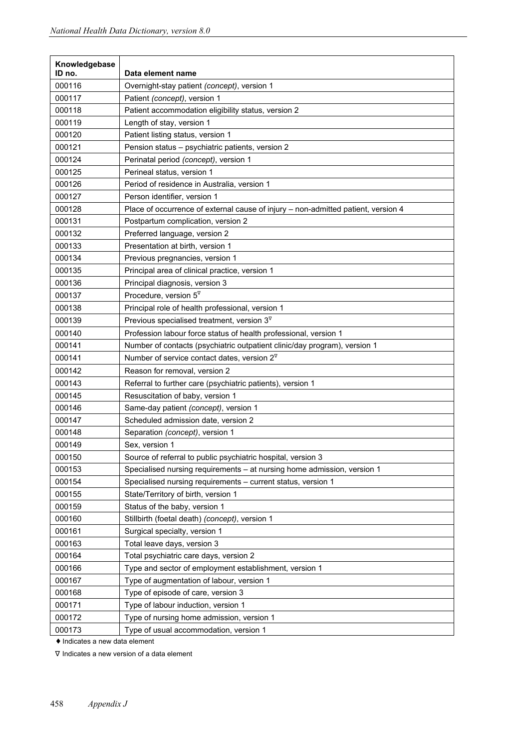| Knowledgebase ID no. | Data element name |
|---|---|
| 000116 | Overnight-stay patient *(concept)*, version 1 |
| 000117 | Patient *(concept)*, version 1 |
| 000118 | Patient accommodation eligibility status, version 2 |
| 000119 | Length of stay, version 1 |
| 000120 | Patient listing status, version 1 |
| 000121 | Pension status – psychiatric patients, version 2 |
| 000124 | Perinatal period *(concept)*, version 1 |
| 000125 | Perineal status, version 1 |
| 000126 | Period of residence in Australia, version 1 |
| 000127 | Person identifier, version 1 |
| 000128 | Place of occurrence of external cause of injury – non-admitted patient, version 4 |
| 000131 | Postpartum complication, version 2 |
| 000132 | Preferred language, version 2 |
| 000133 | Presentation at birth, version 1 |
| 000134 | Previous pregnancies, version 1 |
| 000135 | Principal area of clinical practice, version 1 |
| 000136 | Principal diagnosis, version 3 |
| 000137 | Procedure, version 5∇ |
| 000138 | Principal role of health professional, version 1 |
| 000139 | Previous specialised treatment, version 3∇ |
| 000140 | Profession labour force status of health professional, version 1 |
| 000141 | Number of contacts (psychiatric outpatient clinic/day program), version 1 |
| 000141 | Number of service contact dates, version 2∇ |
| 000142 | Reason for removal, version 2 |
| 000143 | Referral to further care (psychiatric patients), version 1 |
| 000145 | Resuscitation of baby, version 1 |
| 000146 | Same-day patient *(concept)*, version 1 |
| 000147 | Scheduled admission date, version 2 |
| 000148 | Separation *(concept)*, version 1 |
| 000149 | Sex, version 1 |
| 000150 | Source of referral to public psychiatric hospital, version 3 |
| 000153 | Specialised nursing requirements – at nursing home admission, version 1 |
| 000154 | Specialised nursing requirements – current status, version 1 |
| 000155 | State/Territory of birth, version 1 |
| 000159 | Status of the baby, version 1 |
| 000160 | Stillbirth (foetal death) *(concept)*, version 1 |
| 000161 | Surgical specialty, version 1 |
| 000163 | Total leave days, version 3 |
| 000164 | Total psychiatric care days, version 2 |
| 000166 | Type and sector of employment establishment, version 1 |
| 000167 | Type of augmentation of labour, version 1 |
| 000168 | Type of episode of care, version 3 |
| 000171 | Type of labour induction, version 1 |
| 000172 | Type of nursing home admission, version 1 |
| 000173 | Type of usual accommodation, version 1 |

♦ Indicates a new data element

∇ Indicates a new version of a data element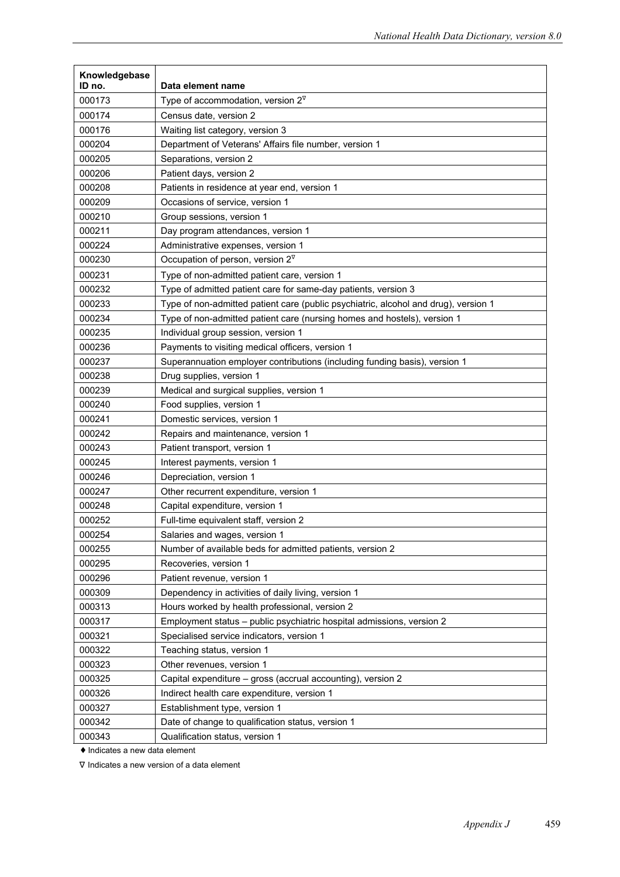| Knowledgebase ID no. | Data element name |
|---|---|
| 000173 | Type of accommodation, version 2∇ |
| 000174 | Census date, version 2 |
| 000176 | Waiting list category, version 3 |
| 000204 | Department of Veterans' Affairs file number, version 1 |
| 000205 | Separations, version 2 |
| 000206 | Patient days, version 2 |
| 000208 | Patients in residence at year end, version 1 |
| 000209 | Occasions of service, version 1 |
| 000210 | Group sessions, version 1 |
| 000211 | Day program attendances, version 1 |
| 000224 | Administrative expenses, version 1 |
| 000230 | Occupation of person, version 2∇ |
| 000231 | Type of non-admitted patient care, version 1 |
| 000232 | Type of admitted patient care for same-day patients, version 3 |
| 000233 | Type of non-admitted patient care (public psychiatric, alcohol and drug), version 1 |
| 000234 | Type of non-admitted patient care (nursing homes and hostels), version 1 |
| 000235 | Individual group session, version 1 |
| 000236 | Payments to visiting medical officers, version 1 |
| 000237 | Superannuation employer contributions (including funding basis), version 1 |
| 000238 | Drug supplies, version 1 |
| 000239 | Medical and surgical supplies, version 1 |
| 000240 | Food supplies, version 1 |
| 000241 | Domestic services, version 1 |
| 000242 | Repairs and maintenance, version 1 |
| 000243 | Patient transport, version 1 |
| 000245 | Interest payments, version 1 |
| 000246 | Depreciation, version 1 |
| 000247 | Other recurrent expenditure, version 1 |
| 000248 | Capital expenditure, version 1 |
| 000252 | Full-time equivalent staff, version 2 |
| 000254 | Salaries and wages, version 1 |
| 000255 | Number of available beds for admitted patients, version 2 |
| 000295 | Recoveries, version 1 |
| 000296 | Patient revenue, version 1 |
| 000309 | Dependency in activities of daily living, version 1 |
| 000313 | Hours worked by health professional, version 2 |
| 000317 | Employment status – public psychiatric hospital admissions, version 2 |
| 000321 | Specialised service indicators, version 1 |
| 000322 | Teaching status, version 1 |
| 000323 | Other revenues, version 1 |
| 000325 | Capital expenditure – gross (accrual accounting), version 2 |
| 000326 | Indirect health care expenditure, version 1 |
| 000327 | Establishment type, version 1 |
| 000342 | Date of change to qualification status, version 1 |
| 000343 | Qualification status, version 1 |

♦ Indicates a new data element

∇ Indicates a new version of a data element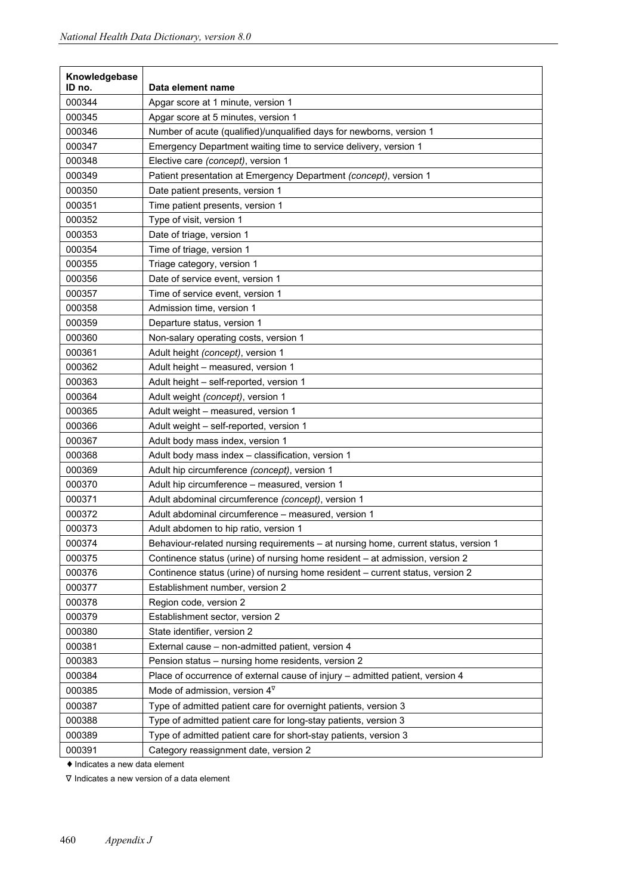| Knowledgebase ID no. | Data element name |
|---|---|
| 000344 | Apgar score at 1 minute, version 1 |
| 000345 | Apgar score at 5 minutes, version 1 |
| 000346 | Number of acute (qualified)/unqualified days for newborns, version 1 |
| 000347 | Emergency Department waiting time to service delivery, version 1 |
| 000348 | Elective care *(concept)*, version 1 |
| 000349 | Patient presentation at Emergency Department *(concept)*, version 1 |
| 000350 | Date patient presents, version 1 |
| 000351 | Time patient presents, version 1 |
| 000352 | Type of visit, version 1 |
| 000353 | Date of triage, version 1 |
| 000354 | Time of triage, version 1 |
| 000355 | Triage category, version 1 |
| 000356 | Date of service event, version 1 |
| 000357 | Time of service event, version 1 |
| 000358 | Admission time, version 1 |
| 000359 | Departure status, version 1 |
| 000360 | Non-salary operating costs, version 1 |
| 000361 | Adult height *(concept)*, version 1 |
| 000362 | Adult height – measured, version 1 |
| 000363 | Adult height – self-reported, version 1 |
| 000364 | Adult weight *(concept)*, version 1 |
| 000365 | Adult weight – measured, version 1 |
| 000366 | Adult weight – self-reported, version 1 |
| 000367 | Adult body mass index, version 1 |
| 000368 | Adult body mass index – classification, version 1 |
| 000369 | Adult hip circumference *(concept)*, version 1 |
| 000370 | Adult hip circumference – measured, version 1 |
| 000371 | Adult abdominal circumference *(concept)*, version 1 |
| 000372 | Adult abdominal circumference – measured, version 1 |
| 000373 | Adult abdomen to hip ratio, version 1 |
| 000374 | Behaviour-related nursing requirements – at nursing home, current status, version 1 |
| 000375 | Continence status (urine) of nursing home resident – at admission, version 2 |
| 000376 | Continence status (urine) of nursing home resident – current status, version 2 |
| 000377 | Establishment number, version 2 |
| 000378 | Region code, version 2 |
| 000379 | Establishment sector, version 2 |
| 000380 | State identifier, version 2 |
| 000381 | External cause – non-admitted patient, version 4 |
| 000383 | Pension status – nursing home residents, version 2 |
| 000384 | Place of occurrence of external cause of injury – admitted patient, version 4 |
| 000385 | Mode of admission, version 4∇ |
| 000387 | Type of admitted patient care for overnight patients, version 3 |
| 000388 | Type of admitted patient care for long-stay patients, version 3 |
| 000389 | Type of admitted patient care for short-stay patients, version 3 |
| 000391 | Category reassignment date, version 2 |

♦ Indicates a new data element

∇ Indicates a new version of a data element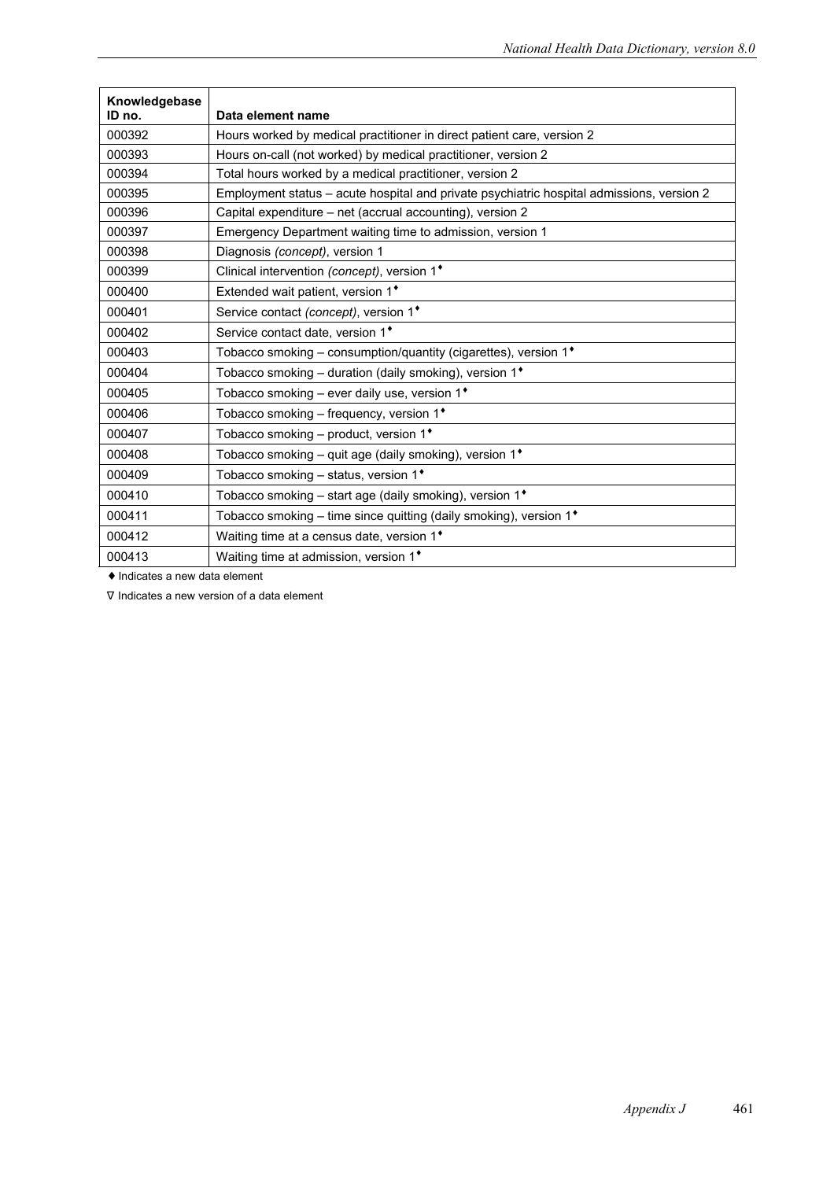| Knowledgebase ID no. | Data element name |
|---|---|
| 000392 | Hours worked by medical practitioner in direct patient care, version 2 |
| 000393 | Hours on-call (not worked) by medical practitioner, version 2 |
| 000394 | Total hours worked by a medical practitioner, version 2 |
| 000395 | Employment status – acute hospital and private psychiatric hospital admissions, version 2 |
| 000396 | Capital expenditure – net (accrual accounting), version 2 |
| 000397 | Emergency Department waiting time to admission, version 1 |
| 000398 | Diagnosis *(concept)*, version 1 |
| 000399 | Clinical intervention *(concept)*, version 1♦ |
| 000400 | Extended wait patient, version 1♦ |
| 000401 | Service contact *(concept)*, version 1♦ |
| 000402 | Service contact date, version 1♦ |
| 000403 | Tobacco smoking – consumption/quantity (cigarettes), version 1♦ |
| 000404 | Tobacco smoking – duration (daily smoking), version 1♦ |
| 000405 | Tobacco smoking – ever daily use, version 1♦ |
| 000406 | Tobacco smoking – frequency, version 1♦ |
| 000407 | Tobacco smoking – product, version 1♦ |
| 000408 | Tobacco smoking – quit age (daily smoking), version 1♦ |
| 000409 | Tobacco smoking – status, version 1♦ |
| 000410 | Tobacco smoking – start age (daily smoking), version 1♦ |
| 000411 | Tobacco smoking – time since quitting (daily smoking), version 1♦ |
| 000412 | Waiting time at a census date, version 1♦ |
| 000413 | Waiting time at admission, version 1♦ |

♦ Indicates a new data element

∇ Indicates a new version of a data element